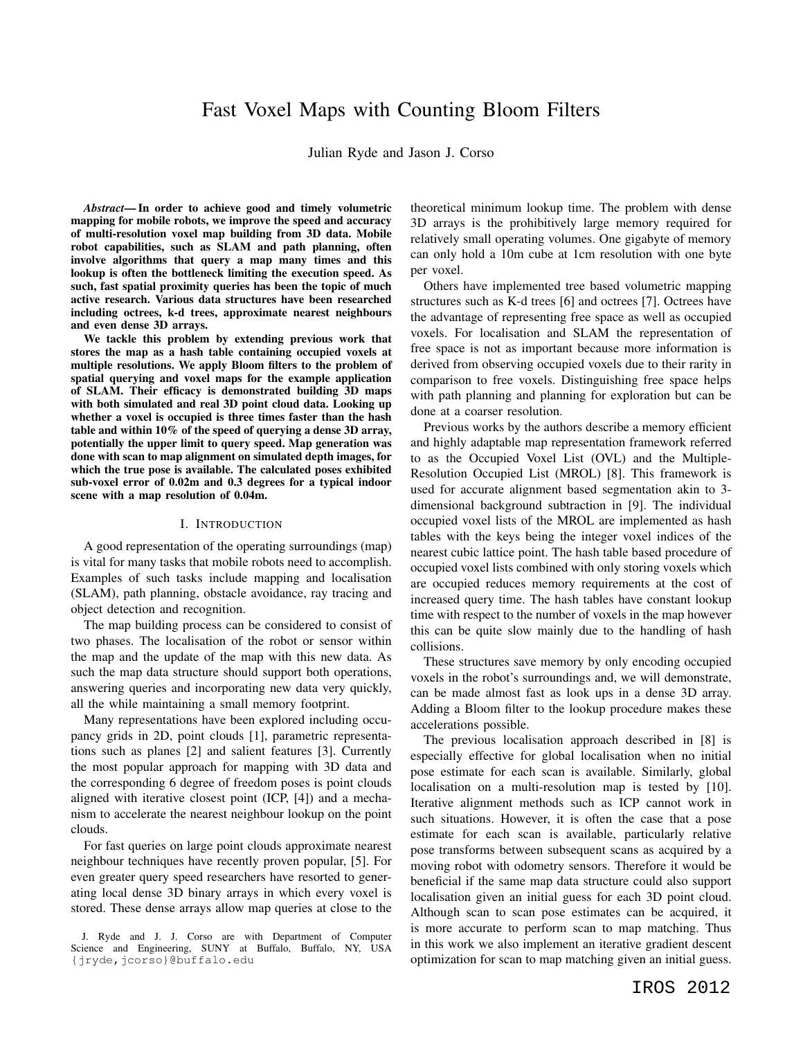# Fast Voxel Maps with Counting Bloom Filters

Julian Ryde and Jason J. Corso

***Abstract*— In order to achieve good and timely volumetric mapping for mobile robots, we improve the speed and accuracy of multi-resolution voxel map building from 3D data. Mobile robot capabilities, such as SLAM and path planning, often involve algorithms that query a map many times and this lookup is often the bottleneck limiting the execution speed. As such, fast spatial proximity queries has been the topic of much active research. Various data structures have been researched including octrees, k-d trees, approximate nearest neighbours and even dense 3D arrays.**

**We tackle this problem by extending previous work that stores the map as a hash table containing occupied voxels at multiple resolutions. We apply Bloom filters to the problem of spatial querying and voxel maps for the example application of SLAM. Their efficacy is demonstrated building 3D maps with both simulated and real 3D point cloud data. Looking up whether a voxel is occupied is three times faster than the hash table and within 10% of the speed of querying a dense 3D array, potentially the upper limit to query speed. Map generation was done with scan to map alignment on simulated depth images, for which the true pose is available. The calculated poses exhibited sub-voxel error of 0.02m and 0.3 degrees for a typical indoor scene with a map resolution of 0.04m.**

## I. Introduction

A good representation of the operating surroundings (map) is vital for many tasks that mobile robots need to accomplish. Examples of such tasks include mapping and localisation (SLAM), path planning, obstacle avoidance, ray tracing and object detection and recognition.

The map building process can be considered to consist of two phases. The localisation of the robot or sensor within the map and the update of the map with this new data. As such the map data structure should support both operations, answering queries and incorporating new data very quickly, all the while maintaining a small memory footprint.

Many representations have been explored including occupancy grids in 2D, point clouds [1], parametric representations such as planes [2] and salient features [3]. Currently the most popular approach for mapping with 3D data and the corresponding 6 degree of freedom poses is point clouds aligned with iterative closest point (ICP, [4]) and a mechanism to accelerate the nearest neighbour lookup on the point clouds.

For fast queries on large point clouds approximate nearest neighbour techniques have recently proven popular, [5]. For even greater query speed researchers have resorted to generating local dense 3D binary arrays in which every voxel is stored. These dense arrays allow map queries at close to the theoretical minimum lookup time. The problem with dense 3D arrays is the prohibitively large memory required for relatively small operating volumes. One gigabyte of memory can only hold a 10m cube at 1cm resolution with one byte per voxel.

Others have implemented tree based volumetric mapping structures such as K-d trees [6] and octrees [7]. Octrees have the advantage of representing free space as well as occupied voxels. For localisation and SLAM the representation of free space is not as important because more information is derived from observing occupied voxels due to their rarity in comparison to free voxels. Distinguishing free space helps with path planning and planning for exploration but can be done at a coarser resolution.

Previous works by the authors describe a memory efficient and highly adaptable map representation framework referred to as the Occupied Voxel List (OVL) and the Multiple-Resolution Occupied List (MROL) [8]. This framework is used for accurate alignment based segmentation akin to 3-dimensional background subtraction in [9]. The individual occupied voxel lists of the MROL are implemented as hash tables with the keys being the integer voxel indices of the nearest cubic lattice point. The hash table based procedure of occupied voxel lists combined with only storing voxels which are occupied reduces memory requirements at the cost of increased query time. The hash tables have constant lookup time with respect to the number of voxels in the map however this can be quite slow mainly due to the handling of hash collisions.

These structures save memory by only encoding occupied voxels in the robot's surroundings and, we will demonstrate, can be made almost fast as look ups in a dense 3D array. Adding a Bloom filter to the lookup procedure makes these accelerations possible.

The previous localisation approach described in [8] is especially effective for global localisation when no initial pose estimate for each scan is available. Similarly, global localisation on a multi-resolution map is tested by [10]. Iterative alignment methods such as ICP cannot work in such situations. However, it is often the case that a pose estimate for each scan is available, particularly relative pose transforms between subsequent scans as acquired by a moving robot with odometry sensors. Therefore it would be beneficial if the same map data structure could also support localisation given an initial guess for each 3D point cloud. Although scan to scan pose estimates can be acquired, it is more accurate to perform scan to map matching. Thus in this work we also implement an iterative gradient descent optimization for scan to map matching given an initial guess.

J. Ryde and J. J. Corso are with Department of Computer Science and Engineering, SUNY at Buffalo, Buffalo, NY, USA {jryde,jcorso}@buffalo.edu

IROS 2012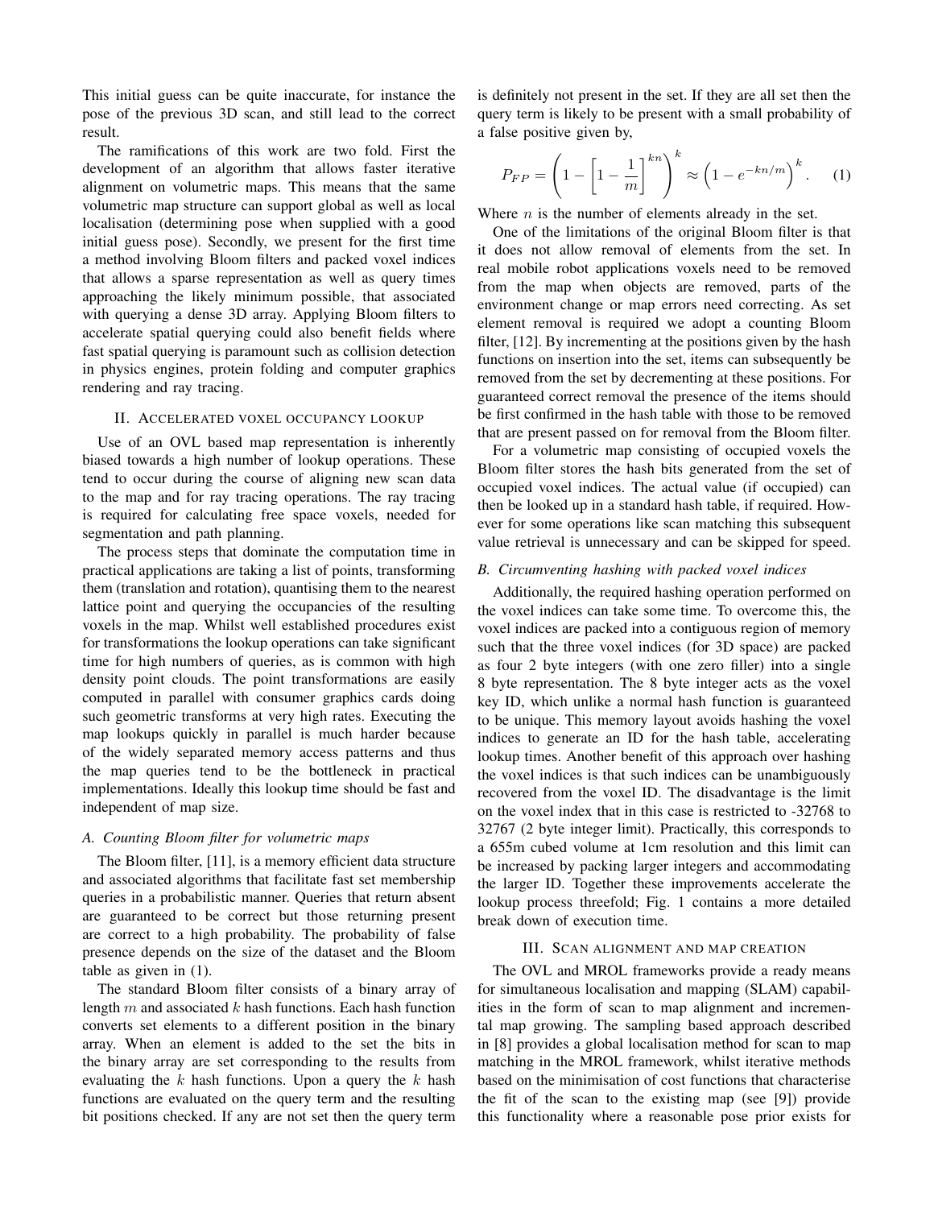This initial guess can be quite inaccurate, for instance the pose of the previous 3D scan, and still lead to the correct result.

The ramifications of this work are two fold. First the development of an algorithm that allows faster iterative alignment on volumetric maps. This means that the same volumetric map structure can support global as well as local localisation (determining pose when supplied with a good initial guess pose). Secondly, we present for the first time a method involving Bloom filters and packed voxel indices that allows a sparse representation as well as query times approaching the likely minimum possible, that associated with querying a dense 3D array. Applying Bloom filters to accelerate spatial querying could also benefit fields where fast spatial querying is paramount such as collision detection in physics engines, protein folding and computer graphics rendering and ray tracing.

## II. Accelerated voxel occupancy lookup

Use of an OVL based map representation is inherently biased towards a high number of lookup operations. These tend to occur during the course of aligning new scan data to the map and for ray tracing operations. The ray tracing is required for calculating free space voxels, needed for segmentation and path planning.

The process steps that dominate the computation time in practical applications are taking a list of points, transforming them (translation and rotation), quantising them to the nearest lattice point and querying the occupancies of the resulting voxels in the map. Whilst well established procedures exist for transformations the lookup operations can take significant time for high numbers of queries, as is common with high density point clouds. The point transformations are easily computed in parallel with consumer graphics cards doing such geometric transforms at very high rates. Executing the map lookups quickly in parallel is much harder because of the widely separated memory access patterns and thus the map queries tend to be the bottleneck in practical implementations. Ideally this lookup time should be fast and independent of map size.

### A. Counting Bloom filter for volumetric maps

The Bloom filter, [11], is a memory efficient data structure and associated algorithms that facilitate fast set membership queries in a probabilistic manner. Queries that return absent are guaranteed to be correct but those returning present are correct to a high probability. The probability of false presence depends on the size of the dataset and the Bloom table as given in (1).

The standard Bloom filter consists of a binary array of length $m$ and associated $k$ hash functions. Each hash function converts set elements to a different position in the binary array. When an element is added to the set the bits in the binary array are set corresponding to the results from evaluating the $k$ hash functions. Upon a query the $k$ hash functions are evaluated on the query term and the resulting bit positions checked. If any are not set then the query term is definitely not present in the set. If they are all set then the query term is likely to be present with a small probability of a false positive given by,

$$P_{FP} = \left(1 - \left[1 - \frac{1}{m}\right]^{kn}\right)^k \approx \left(1 - e^{-kn/m}\right)^k. \quad (1)$$

Where $n$ is the number of elements already in the set.

One of the limitations of the original Bloom filter is that it does not allow removal of elements from the set. In real mobile robot applications voxels need to be removed from the map when objects are removed, parts of the environment change or map errors need correcting. As set element removal is required we adopt a counting Bloom filter, [12]. By incrementing at the positions given by the hash functions on insertion into the set, items can subsequently be removed from the set by decrementing at these positions. For guaranteed correct removal the presence of the items should be first confirmed in the hash table with those to be removed that are present passed on for removal from the Bloom filter.

For a volumetric map consisting of occupied voxels the Bloom filter stores the hash bits generated from the set of occupied voxel indices. The actual value (if occupied) can then be looked up in a standard hash table, if required. However for some operations like scan matching this subsequent value retrieval is unnecessary and can be skipped for speed.

### B. Circumventing hashing with packed voxel indices

Additionally, the required hashing operation performed on the voxel indices can take some time. To overcome this, the voxel indices are packed into a contiguous region of memory such that the three voxel indices (for 3D space) are packed as four 2 byte integers (with one zero filler) into a single 8 byte representation. The 8 byte integer acts as the voxel key ID, which unlike a normal hash function is guaranteed to be unique. This memory layout avoids hashing the voxel indices to generate an ID for the hash table, accelerating lookup times. Another benefit of this approach over hashing the voxel indices is that such indices can be unambiguously recovered from the voxel ID. The disadvantage is the limit on the voxel index that in this case is restricted to -32768 to 32767 (2 byte integer limit). Practically, this corresponds to a 655m cubed volume at 1cm resolution and this limit can be increased by packing larger integers and accommodating the larger ID. Together these improvements accelerate the lookup process threefold; Fig. 1 contains a more detailed break down of execution time.

## III. Scan alignment and map creation

The OVL and MROL frameworks provide a ready means for simultaneous localisation and mapping (SLAM) capabilities in the form of scan to map alignment and incremental map growing. The sampling based approach described in [8] provides a global localisation method for scan to map matching in the MROL framework, whilst iterative methods based on the minimisation of cost functions that characterise the fit of the scan to the existing map (see [9]) provide this functionality where a reasonable pose prior exists for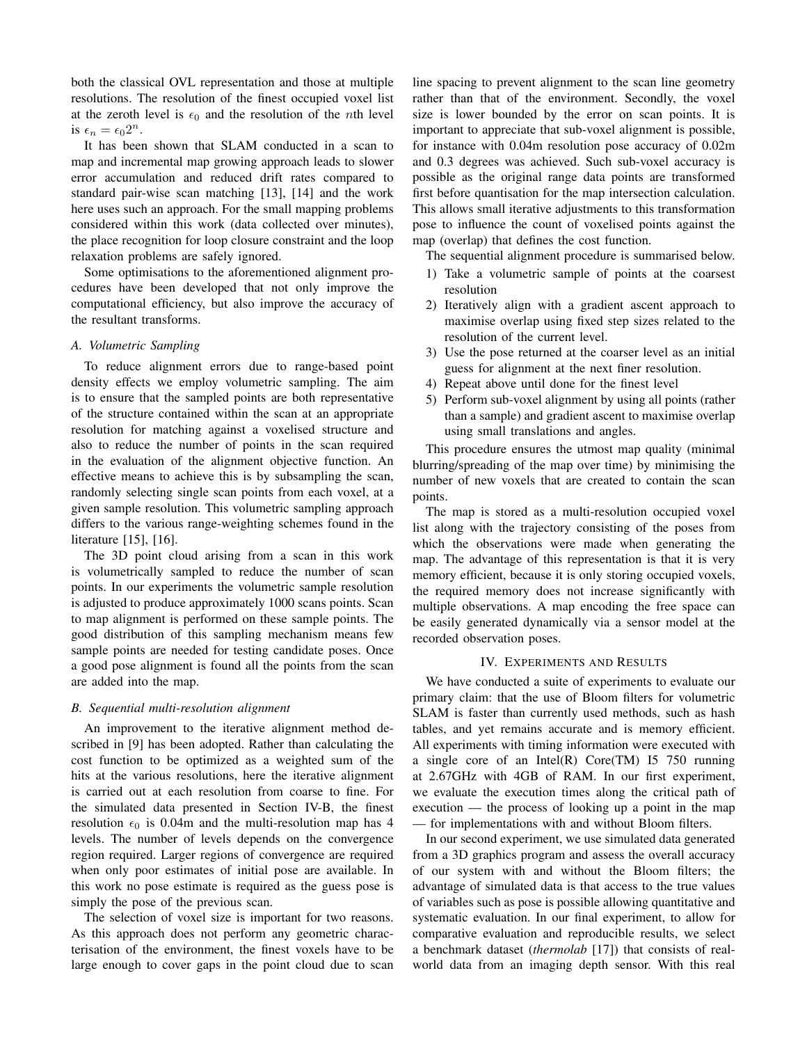both the classical OVL representation and those at multiple resolutions. The resolution of the finest occupied voxel list at the zeroth level is $\epsilon_0$ and the resolution of the $n$th level is $\epsilon_n = \epsilon_0 2^n$.

It has been shown that SLAM conducted in a scan to map and incremental map growing approach leads to slower error accumulation and reduced drift rates compared to standard pair-wise scan matching [13], [14] and the work here uses such an approach. For the small mapping problems considered within this work (data collected over minutes), the place recognition for loop closure constraint and the loop relaxation problems are safely ignored.

Some optimisations to the aforementioned alignment procedures have been developed that not only improve the computational efficiency, but also improve the accuracy of the resultant transforms.

### *A. Volumetric Sampling*

To reduce alignment errors due to range-based point density effects we employ volumetric sampling. The aim is to ensure that the sampled points are both representative of the structure contained within the scan at an appropriate resolution for matching against a voxelised structure and also to reduce the number of points in the scan required in the evaluation of the alignment objective function. An effective means to achieve this is by subsampling the scan, randomly selecting single scan points from each voxel, at a given sample resolution. This volumetric sampling approach differs to the various range-weighting schemes found in the literature [15], [16].

The 3D point cloud arising from a scan in this work is volumetrically sampled to reduce the number of scan points. In our experiments the volumetric sample resolution is adjusted to produce approximately 1000 scans points. Scan to map alignment is performed on these sample points. The good distribution of this sampling mechanism means few sample points are needed for testing candidate poses. Once a good pose alignment is found all the points from the scan are added into the map.

### *B. Sequential multi-resolution alignment*

An improvement to the iterative alignment method described in [9] has been adopted. Rather than calculating the cost function to be optimized as a weighted sum of the hits at the various resolutions, here the iterative alignment is carried out at each resolution from coarse to fine. For the simulated data presented in Section IV-B, the finest resolution $\epsilon_0$ is 0.04m and the multi-resolution map has 4 levels. The number of levels depends on the convergence region required. Larger regions of convergence are required when only poor estimates of initial pose are available. In this work no pose estimate is required as the guess pose is simply the pose of the previous scan.

The selection of voxel size is important for two reasons. As this approach does not perform any geometric characterisation of the environment, the finest voxels have to be large enough to cover gaps in the point cloud due to scan line spacing to prevent alignment to the scan line geometry rather than that of the environment. Secondly, the voxel size is lower bounded by the error on scan points. It is important to appreciate that sub-voxel alignment is possible, for instance with 0.04m resolution pose accuracy of 0.02m and 0.3 degrees was achieved. Such sub-voxel accuracy is possible as the original range data points are transformed first before quantisation for the map intersection calculation. This allows small iterative adjustments to this transformation pose to influence the count of voxelised points against the map (overlap) that defines the cost function.

The sequential alignment procedure is summarised below.

1) Take a volumetric sample of points at the coarsest resolution
2) Iteratively align with a gradient ascent approach to maximise overlap using fixed step sizes related to the resolution of the current level.
3) Use the pose returned at the coarser level as an initial guess for alignment at the next finer resolution.
4) Repeat above until done for the finest level
5) Perform sub-voxel alignment by using all points (rather than a sample) and gradient ascent to maximise overlap using small translations and angles.

This procedure ensures the utmost map quality (minimal blurring/spreading of the map over time) by minimising the number of new voxels that are created to contain the scan points.

The map is stored as a multi-resolution occupied voxel list along with the trajectory consisting of the poses from which the observations were made when generating the map. The advantage of this representation is that it is very memory efficient, because it is only storing occupied voxels, the required memory does not increase significantly with multiple observations. A map encoding the free space can be easily generated dynamically via a sensor model at the recorded observation poses.

## IV. Experiments and Results

We have conducted a suite of experiments to evaluate our primary claim: that the use of Bloom filters for volumetric SLAM is faster than currently used methods, such as hash tables, and yet remains accurate and is memory efficient. All experiments with timing information were executed with a single core of an Intel(R) Core(TM) I5 750 running at 2.67GHz with 4GB of RAM. In our first experiment, we evaluate the execution times along the critical path of execution — the process of looking up a point in the map — for implementations with and without Bloom filters.

In our second experiment, we use simulated data generated from a 3D graphics program and assess the overall accuracy of our system with and without the Bloom filters; the advantage of simulated data is that access to the true values of variables such as pose is possible allowing quantitative and systematic evaluation. In our final experiment, to allow for comparative evaluation and reproducible results, we select a benchmark dataset (*thermolab* [17]) that consists of real-world data from an imaging depth sensor. With this real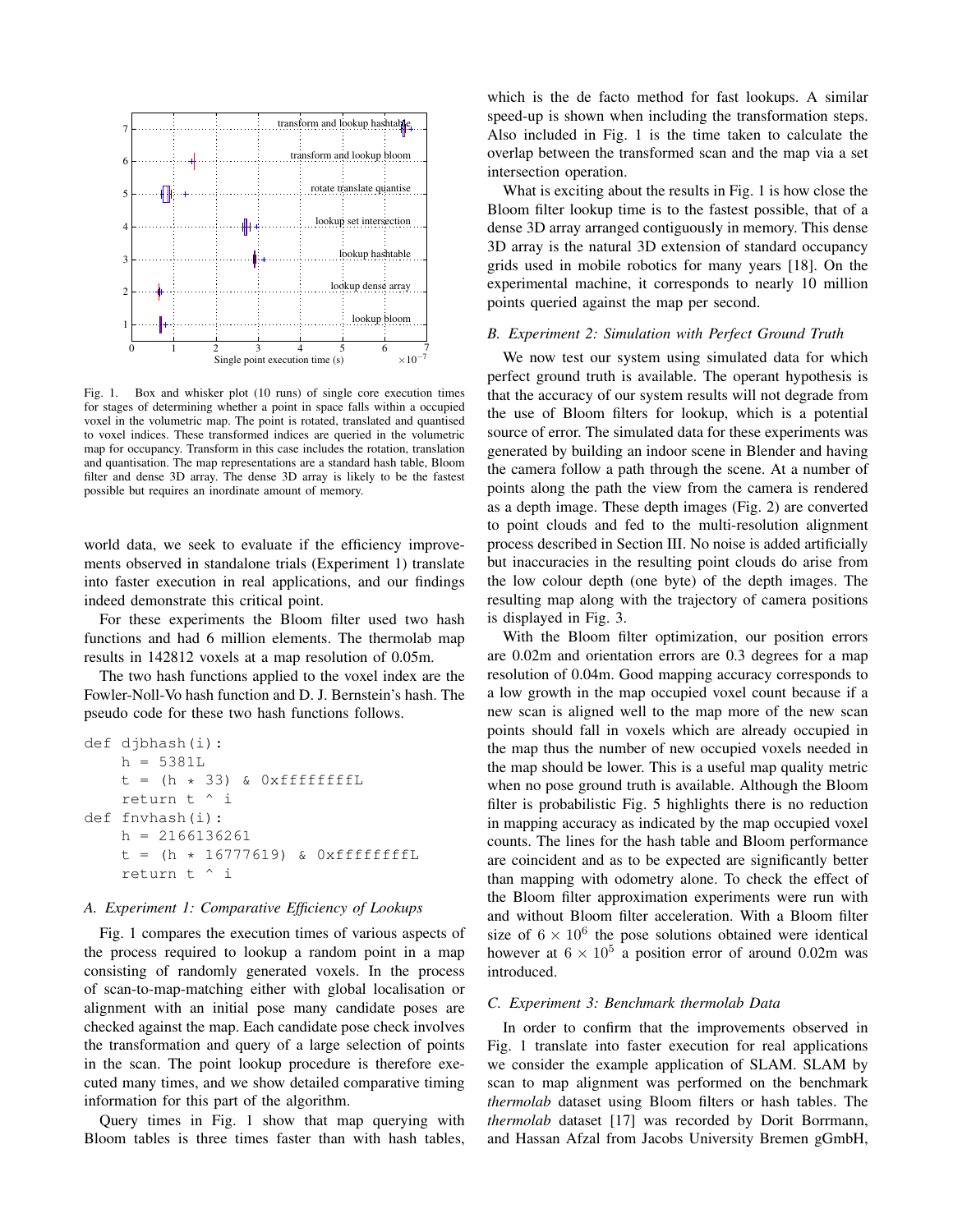Fig. 1. Box and whisker plot (10 runs) of single core execution times for stages of determining whether a point in space falls within a occupied voxel in the volumetric map. The point is rotated, translated and quantised to voxel indices. These transformed indices are queried in the volumetric map for occupancy. Transform in this case includes the rotation, translation and quantisation. The map representations are a standard hash table, Bloom filter and dense 3D array. The dense 3D array is likely to be the fastest possible but requires an inordinate amount of memory.

world data, we seek to evaluate if the efficiency improvements observed in standalone trials (Experiment 1) translate into faster execution in real applications, and our findings indeed demonstrate this critical point.

For these experiments the Bloom filter used two hash functions and had 6 million elements. The thermolab map results in 142812 voxels at a map resolution of 0.05m.

The two hash functions applied to the voxel index are the Fowler-Noll-Vo hash function and D. J. Bernstein's hash. The pseudo code for these two hash functions follows.

```
def djbhash(i):
    h = 5381L
    t = (h * 33) & 0xffffffffL
    return t ^ i
def fnvhash(i):
    h = 2166136261
    t = (h * 16777619) & 0xffffffffL
    return t ^ i
```

### A. Experiment 1: Comparative Efficiency of Lookups

Fig. 1 compares the execution times of various aspects of the process required to lookup a random point in a map consisting of randomly generated voxels. In the process of scan-to-map-matching either with global localisation or alignment with an initial pose many candidate poses are checked against the map. Each candidate pose check involves the transformation and query of a large selection of points in the scan. The point lookup procedure is therefore executed many times, and we show detailed comparative timing information for this part of the algorithm.

Query times in Fig. 1 show that map querying with Bloom tables is three times faster than with hash tables, which is the de facto method for fast lookups. A similar speed-up is shown when including the transformation steps. Also included in Fig. 1 is the time taken to calculate the overlap between the transformed scan and the map via a set intersection operation.

What is exciting about the results in Fig. 1 is how close the Bloom filter lookup time is to the fastest possible, that of a dense 3D array arranged contiguously in memory. This dense 3D array is the natural 3D extension of standard occupancy grids used in mobile robotics for many years [18]. On the experimental machine, it corresponds to nearly 10 million points queried against the map per second.

### B. Experiment 2: Simulation with Perfect Ground Truth

We now test our system using simulated data for which perfect ground truth is available. The operant hypothesis is that the accuracy of our system results will not degrade from the use of Bloom filters for lookup, which is a potential source of error. The simulated data for these experiments was generated by building an indoor scene in Blender and having the camera follow a path through the scene. At a number of points along the path the view from the camera is rendered as a depth image. These depth images (Fig. 2) are converted to point clouds and fed to the multi-resolution alignment process described in Section III. No noise is added artificially but inaccuracies in the resulting point clouds do arise from the low colour depth (one byte) of the depth images. The resulting map along with the trajectory of camera positions is displayed in Fig. 3.

With the Bloom filter optimization, our position errors are 0.02m and orientation errors are 0.3 degrees for a map resolution of 0.04m. Good mapping accuracy corresponds to a low growth in the map occupied voxel count because if a new scan is aligned well to the map more of the new scan points should fall in voxels which are already occupied in the map thus the number of new occupied voxels needed in the map should be lower. This is a useful map quality metric when no pose ground truth is available. Although the Bloom filter is probabilistic Fig. 5 highlights there is no reduction in mapping accuracy as indicated by the map occupied voxel counts. The lines for the hash table and Bloom performance are coincident and as to be expected are significantly better than mapping with odometry alone. To check the effect of the Bloom filter approximation experiments were run with and without Bloom filter acceleration. With a Bloom filter size of $6 \times 10^6$ the pose solutions obtained were identical however at $6 \times 10^5$ a position error of around 0.02m was introduced.

### C. Experiment 3: Benchmark thermolab Data

In order to confirm that the improvements observed in Fig. 1 translate into faster execution for real applications we consider the example application of SLAM. SLAM by scan to map alignment was performed on the benchmark *thermolab* dataset using Bloom filters or hash tables. The *thermolab* dataset [17] was recorded by Dorit Borrmann, and Hassan Afzal from Jacobs University Bremen gGmbH,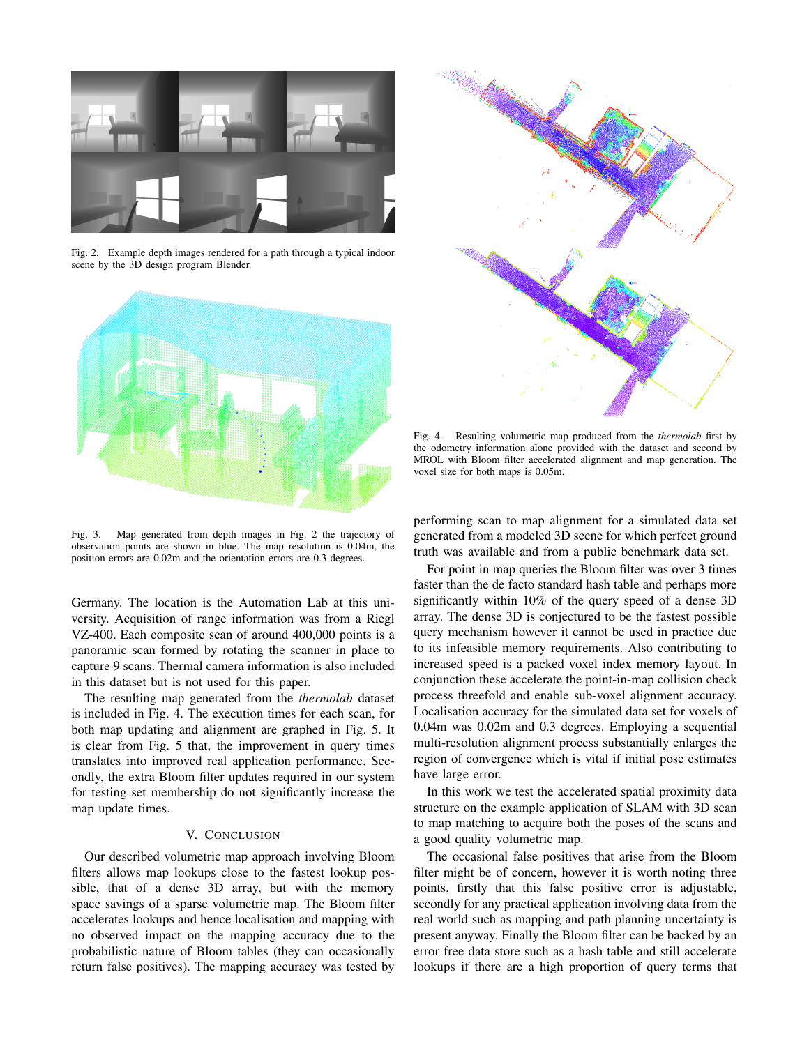Fig. 2. Example depth images rendered for a path through a typical indoor scene by the 3D design program Blender.

Fig. 3. Map generated from depth images in Fig. 2 the trajectory of observation points are shown in blue. The map resolution is 0.04m, the position errors are 0.02m and the orientation errors are 0.3 degrees.

Germany. The location is the Automation Lab at this university. Acquisition of range information was from a Riegl VZ-400. Each composite scan of around 400,000 points is a panoramic scan formed by rotating the scanner in place to capture 9 scans. Thermal camera information is also included in this dataset but is not used for this paper.

The resulting map generated from the *thermolab* dataset is included in Fig. 4. The execution times for each scan, for both map updating and alignment are graphed in Fig. 5. It is clear from Fig. 5 that, the improvement in query times translates into improved real application performance. Secondly, the extra Bloom filter updates required in our system for testing set membership do not significantly increase the map update times.

## V. Conclusion

Our described volumetric map approach involving Bloom filters allows map lookups close to the fastest lookup possible, that of a dense 3D array, but with the memory space savings of a sparse volumetric map. The Bloom filter accelerates lookups and hence localisation and mapping with no observed impact on the mapping accuracy due to the probabilistic nature of Bloom tables (they can occasionally return false positives). The mapping accuracy was tested by performing scan to map alignment for a simulated data set generated from a modeled 3D scene for which perfect ground truth was available and from a public benchmark data set.

Fig. 4. Resulting volumetric map produced from the *thermolab* first by the odometry information alone provided with the dataset and second by MROL with Bloom filter accelerated alignment and map generation. The voxel size for both maps is 0.05m.

For point in map queries the Bloom filter was over 3 times faster than the de facto standard hash table and perhaps more significantly within 10% of the query speed of a dense 3D array. The dense 3D is conjectured to be the fastest possible query mechanism however it cannot be used in practice due to its infeasible memory requirements. Also contributing to increased speed is a packed voxel index memory layout. In conjunction these accelerate the point-in-map collision check process threefold and enable sub-voxel alignment accuracy. Localisation accuracy for the simulated data set for voxels of 0.04m was 0.02m and 0.3 degrees. Employing a sequential multi-resolution alignment process substantially enlarges the region of convergence which is vital if initial pose estimates have large error.

In this work we test the accelerated spatial proximity data structure on the example application of SLAM with 3D scan to map matching to acquire both the poses of the scans and a good quality volumetric map.

The occasional false positives that arise from the Bloom filter might be of concern, however it is worth noting three points, firstly that this false positive error is adjustable, secondly for any practical application involving data from the real world such as mapping and path planning uncertainty is present anyway. Finally the Bloom filter can be backed by an error free data store such as a hash table and still accelerate lookups if there are a high proportion of query terms that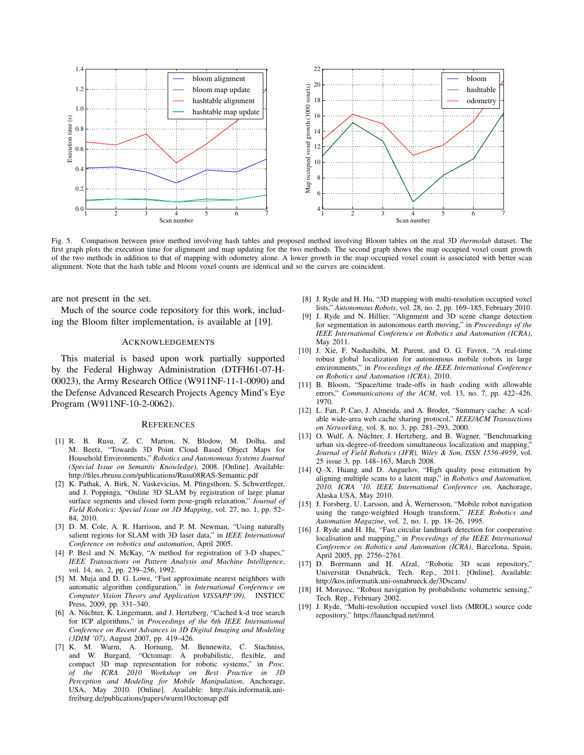1.4
1.2
1.0
0.8
0.6
0.4
0.2
0.0
Execution time (s)
1 2 3 4 5 6 7
Scan number

bloom alignment
bloom map update
hashtable alignment
hashtable map update

22
20
18
16
14
12
10
8
6
4
Map occupied voxel growth (1000 voxels)
1 2 3 4 5 6 7
Scan number

bloom
hashtable
odometry

Fig. 5. Comparison between prior method involving hash tables and proposed method involving Bloom tables on the real 3D *thermolab* dataset. The first graph plots the execution time for alignment and map updating for the two methods. The second graph shows the map occupied voxel count growth of the two methods in addition to that of mapping with odometry alone. A lower growth in the map occupied voxel count is associated with better scan alignment. Note that the hash table and bloom voxel counts are identical and so the curves are coincident.

are not present in the set.

Much of the source code repository for this work, including the Bloom filter implementation, is available at [19].

## Acknowledgements

This material is based upon work partially supported by the Federal Highway Administration (DTFH61-07-H-00023), the Army Research Office (W911NF-11-1-0090) and the Defense Advanced Research Projects Agency Mind's Eye Program (W911NF-10-2-0062).

## References

[1] R. B. Rusu, Z. C. Marton, N. Blodow, M. Dolha, and M. Beetz, "Towards 3D Point Cloud Based Object Maps for Household Environments," *Robotics and Autonomous Systems Journal (Special Issue on Semantic Knowledge)*, 2008. [Online]. Available: http://files.rbrusu.com/publications/Rusu08RAS-Semantic.pdf

[2] K. Pathak, A. Birk, N. Vaskevicius, M. Pfingsthorn, S. Schwertfeger, and J. Poppinga, "Online 3D SLAM by registration of large planar surface segments and closed form pose-graph relaxation," *Journal of Field Robotics: Special Issue on 3D Mapping*, vol. 27, no. 1, pp. 52–84, 2010.

[3] D. M. Cole, A. R. Harrison, and P. M. Newman, "Using naturally salient regions for SLAM with 3D laser data," in *IEEE International Conference on robotics and automation*, April 2005.

[4] P. Besl and N. McKay, "A method for registration of 3-D shapes," *IEEE Transactions on Pattern Analysis and Machine Intelligence*, vol. 14, no. 2, pp. 239–256, 1992.

[5] M. Muja and D. G. Lowe, "Fast approximate nearest neighbors with automatic algorithm configuration," in *International Conference on Computer Vision Theory and Application VISSAPP'09)*. INSTICC Press, 2009, pp. 331–340.

[6] A. Nüchter, K. Lingemann, and J. Hertzberg, "Cached k-d tree search for ICP algorithms," in *Proceedings of the 6th IEEE International Conference on Recent Advances in 3D Digital Imaging and Modeling (3DIM '07)*, August 2007, pp. 419–426.

[7] K. M. Wurm, A. Hornung, M. Bennewitz, C. Stachniss, and W. Burgard, "Octomap: A probabilistic, flexible, and compact 3D map representation for robotic systems," in *Proc. of the ICRA 2010 Workshop on Best Practice in 3D Perception and Modeling for Mobile Manipulation*, Anchorage, USA, May 2010. [Online]. Available: http://ais.informatik.uni-freiburg.de/publications/papers/wurm10octomap.pdf

[8] J. Ryde and H. Hu, "3D mapping with multi-resolution occupied voxel lists," *Autonomous Robots*, vol. 28, no. 2, pp. 169–185, February 2010.

[9] J. Ryde and N. Hillier, "Alignment and 3D scene change detection for segmentation in autonomous earth moving," in *Proceedings of the IEEE International Conference on Robotics and Automation (ICRA)*, May 2011.

[10] J. Xie, F. Nashashibi, M. Parent, and O. G. Favrot, "A real-time robust global localization for autonomous mobile robots in large environments," in *Proceedings of the IEEE International Conference on Robotics and Automation (ICRA)*, 2010.

[11] B. Bloom, "Space/time trade-offs in hash coding with allowable errors," *Communications of the ACM*, vol. 13, no. 7, pp. 422–426, 1970.

[12] L. Fan, P. Cao, J. Almeida, and A. Broder, "Summary cache: A scalable wide-area web cache sharing protocol," *IEEE/ACM Transactions on Networking*, vol. 8, no. 3, pp. 281–293, 2000.

[13] O. Wulf, A. Nüchter, J. Hertzberg, and B. Wagner, "Benchmarking urban six-degree-of-freedom simultaneous localization and mapping," *Journal of Field Robotics (JFR), Wiley & Son, ISSN 1556-4959*, vol. 25 issue 3, pp. 148–163, March 2008.

[14] Q.-X. Huang and D. Anguelov, "High quality pose estimation by aligning multiple scans to a latent map," in *Robotics and Automation, 2010. ICRA '10. IEEE International Conference on*, Anchorage, Alaska USA, May 2010.

[15] J. Forsberg, U. Larsson, and Å. Wernersson, "Mobile robot navigation using the range-weighted Hough transform," *IEEE Robotics and Automation Magazine*, vol. 2, no. 1, pp. 18–26, 1995.

[16] J. Ryde and H. Hu, "Fast circular landmark detection for cooperative localisation and mapping," in *Proceedings of the IEEE International Conference on Robotics and Automation (ICRA)*, Barcelona, Spain, April 2005, pp. 2756–2761.

[17] D. Borrmann and H. Afzal, "Robotic 3D scan repository," Universität Osnabrück, Tech. Rep., 2011. [Online]. Available: http://kos.informatik.uni-osnabrueck.de/3Dscans/

[18] H. Moravec, "Robust navigation by probabilistic volumetric sensing," Tech. Rep., February 2002.

[19] J. Ryde, "Multi-resolution occupied voxel lists (MROL) source code repository," https://launchpad.net/mrol.